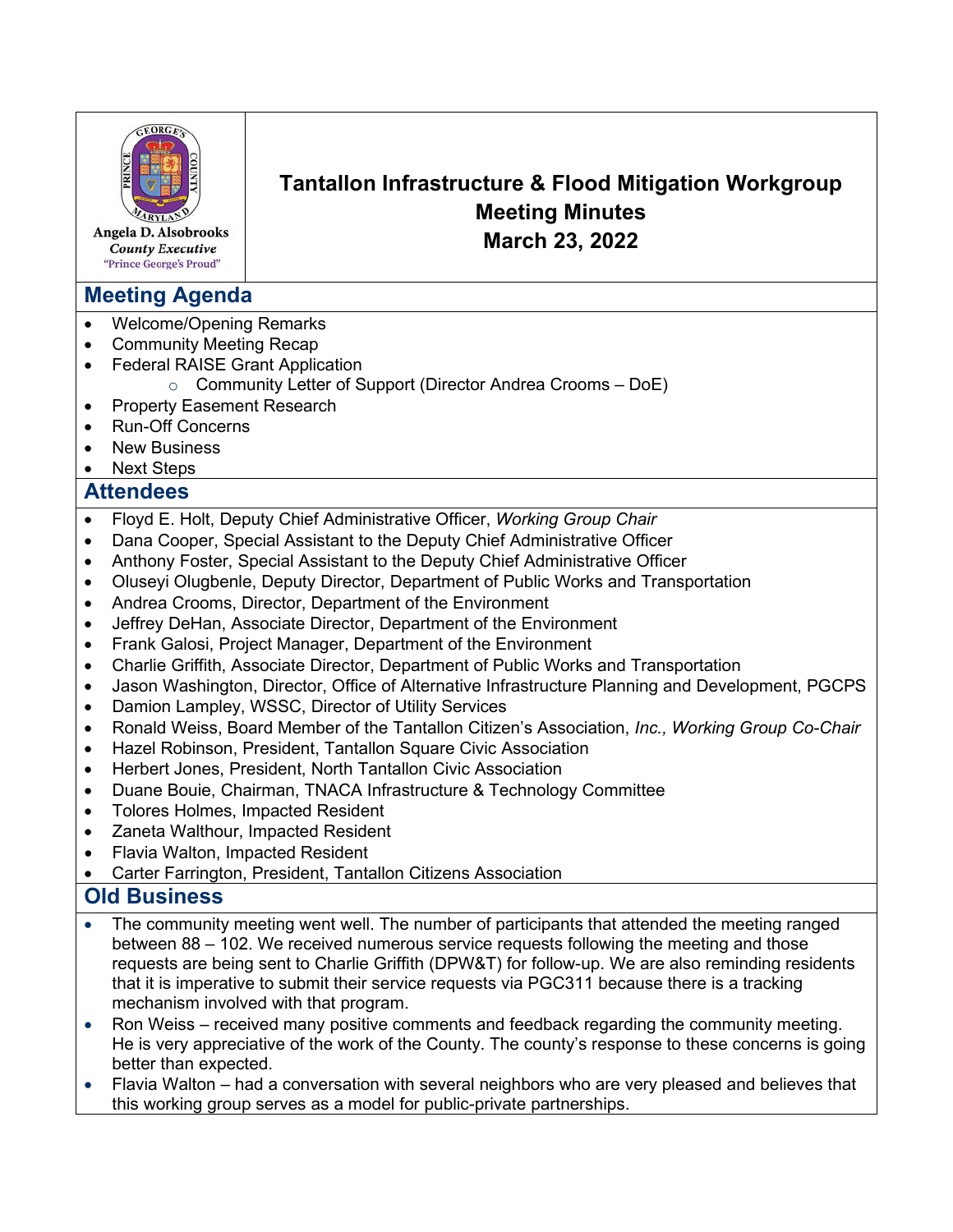Angela D. Alsobrooks
*County Executive*
"Prince George's Proud"

# Tantallon Infrastructure & Flood Mitigation Workgroup Meeting Minutes March 23, 2022

## Meeting Agenda

- Welcome/Opening Remarks
- Community Meeting Recap
- Federal RAISE Grant Application
  - Community Letter of Support (Director Andrea Crooms – DoE)
- Property Easement Research
- Run-Off Concerns
- New Business
- Next Steps

## Attendees

- Floyd E. Holt, Deputy Chief Administrative Officer, *Working Group Chair*
- Dana Cooper, Special Assistant to the Deputy Chief Administrative Officer
- Anthony Foster, Special Assistant to the Deputy Chief Administrative Officer
- Oluseyi Olugbenle, Deputy Director, Department of Public Works and Transportation
- Andrea Crooms, Director, Department of the Environment
- Jeffrey DeHan, Associate Director, Department of the Environment
- Frank Galosi, Project Manager, Department of the Environment
- Charlie Griffith, Associate Director, Department of Public Works and Transportation
- Jason Washington, Director, Office of Alternative Infrastructure Planning and Development, PGCPS
- Damion Lampley, WSSC, Director of Utility Services
- Ronald Weiss, Board Member of the Tantallon Citizen's Association, *Inc., Working Group Co-Chair*
- Hazel Robinson, President, Tantallon Square Civic Association
- Herbert Jones, President, North Tantallon Civic Association
- Duane Bouie, Chairman, TNACA Infrastructure & Technology Committee
- Tolores Holmes, Impacted Resident
- Zaneta Walthour, Impacted Resident
- Flavia Walton, Impacted Resident
- Carter Farrington, President, Tantallon Citizens Association

## Old Business

- The community meeting went well. The number of participants that attended the meeting ranged between 88 – 102. We received numerous service requests following the meeting and those requests are being sent to Charlie Griffith (DPW&T) for follow-up. We are also reminding residents that it is imperative to submit their service requests via PGC311 because there is a tracking mechanism involved with that program.
- Ron Weiss – received many positive comments and feedback regarding the community meeting. He is very appreciative of the work of the County. The county's response to these concerns is going better than expected.
- Flavia Walton – had a conversation with several neighbors who are very pleased and believes that this working group serves as a model for public-private partnerships.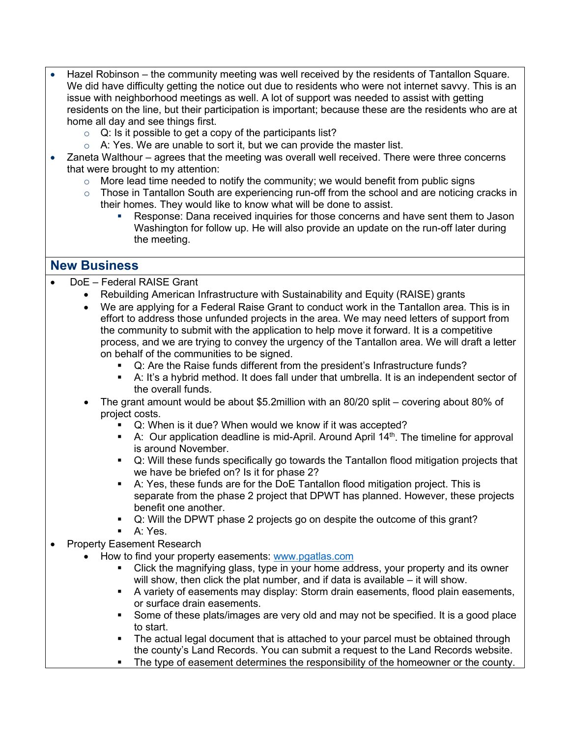- Hazel Robinson – the community meeting was well received by the residents of Tantallon Square. We did have difficulty getting the notice out due to residents who were not internet savvy. This is an issue with neighborhood meetings as well. A lot of support was needed to assist with getting residents on the line, but their participation is important; because these are the residents who are at home all day and see things first.
  - Q: Is it possible to get a copy of the participants list?
  - A: Yes. We are unable to sort it, but we can provide the master list.
- Zaneta Walthour – agrees that the meeting was overall well received. There were three concerns that were brought to my attention:
  - More lead time needed to notify the community; we would benefit from public signs
  - Those in Tantallon South are experiencing run-off from the school and are noticing cracks in their homes. They would like to know what will be done to assist.
    - Response: Dana received inquiries for those concerns and have sent them to Jason Washington for follow up. He will also provide an update on the run-off later during the meeting.

## New Business

- DoE – Federal RAISE Grant
  - Rebuilding American Infrastructure with Sustainability and Equity (RAISE) grants
  - We are applying for a Federal Raise Grant to conduct work in the Tantallon area. This is in effort to address those unfunded projects in the area. We may need letters of support from the community to submit with the application to help move it forward. It is a competitive process, and we are trying to convey the urgency of the Tantallon area. We will draft a letter on behalf of the communities to be signed.
    - Q: Are the Raise funds different from the president's Infrastructure funds?
    - A: It's a hybrid method. It does fall under that umbrella. It is an independent sector of the overall funds.
  - The grant amount would be about $5.2million with an 80/20 split – covering about 80% of project costs.
    - Q: When is it due? When would we know if it was accepted?
    - A: Our application deadline is mid-April. Around April 14th. The timeline for approval is around November.
    - Q: Will these funds specifically go towards the Tantallon flood mitigation projects that we have be briefed on? Is it for phase 2?
    - A: Yes, these funds are for the DoE Tantallon flood mitigation project. This is separate from the phase 2 project that DPWT has planned. However, these projects benefit one another.
    - Q: Will the DPWT phase 2 projects go on despite the outcome of this grant?
    - A: Yes.
- Property Easement Research
  - How to find your property easements: [www.pgatlas.com](http://www.pgatlas.com)
    - Click the magnifying glass, type in your home address, your property and its owner will show, then click the plat number, and if data is available – it will show.
    - A variety of easements may display: Storm drain easements, flood plain easements, or surface drain easements.
    - Some of these plats/images are very old and may not be specified. It is a good place to start.
    - The actual legal document that is attached to your parcel must be obtained through the county's Land Records. You can submit a request to the Land Records website.
    - The type of easement determines the responsibility of the homeowner or the county.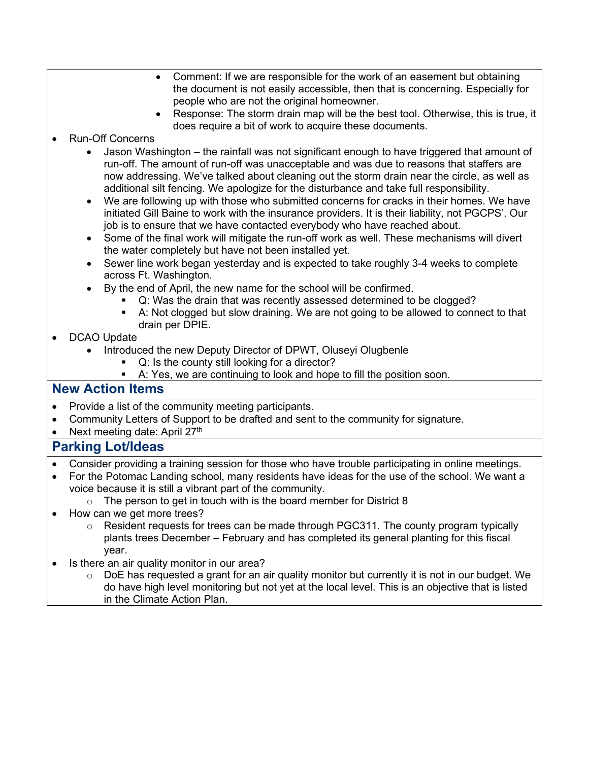- Comment: If we are responsible for the work of an easement but obtaining the document is not easily accessible, then that is concerning. Especially for people who are not the original homeowner.
    - Response: The storm drain map will be the best tool. Otherwise, this is true, it does require a bit of work to acquire these documents.
- Run-Off Concerns
  - Jason Washington – the rainfall was not significant enough to have triggered that amount of run-off. The amount of run-off was unacceptable and was due to reasons that staffers are now addressing. We've talked about cleaning out the storm drain near the circle, as well as additional silt fencing. We apologize for the disturbance and take full responsibility.
  - We are following up with those who submitted concerns for cracks in their homes. We have initiated Gill Baine to work with the insurance providers. It is their liability, not PGCPS'. Our job is to ensure that we have contacted everybody who have reached about.
  - Some of the final work will mitigate the run-off work as well. These mechanisms will divert the water completely but have not been installed yet.
  - Sewer line work began yesterday and is expected to take roughly 3-4 weeks to complete across Ft. Washington.
  - By the end of April, the new name for the school will be confirmed.
    - Q: Was the drain that was recently assessed determined to be clogged?
    - A: Not clogged but slow draining. We are not going to be allowed to connect to that drain per DPIE.
- DCAO Update
  - Introduced the new Deputy Director of DPWT, Oluseyi Olugbenle
    - Q: Is the county still looking for a director?
    - A: Yes, we are continuing to look and hope to fill the position soon.

## New Action Items

- Provide a list of the community meeting participants.
- Community Letters of Support to be drafted and sent to the community for signature.
- Next meeting date: April 27th

## Parking Lot/Ideas

- Consider providing a training session for those who have trouble participating in online meetings.
- For the Potomac Landing school, many residents have ideas for the use of the school. We want a voice because it is still a vibrant part of the community.
  - The person to get in touch with is the board member for District 8
- How can we get more trees?
  - Resident requests for trees can be made through PGC311. The county program typically plants trees December – February and has completed its general planting for this fiscal year.
- Is there an air quality monitor in our area?
  - DoE has requested a grant for an air quality monitor but currently it is not in our budget. We do have high level monitoring but not yet at the local level. This is an objective that is listed in the Climate Action Plan.